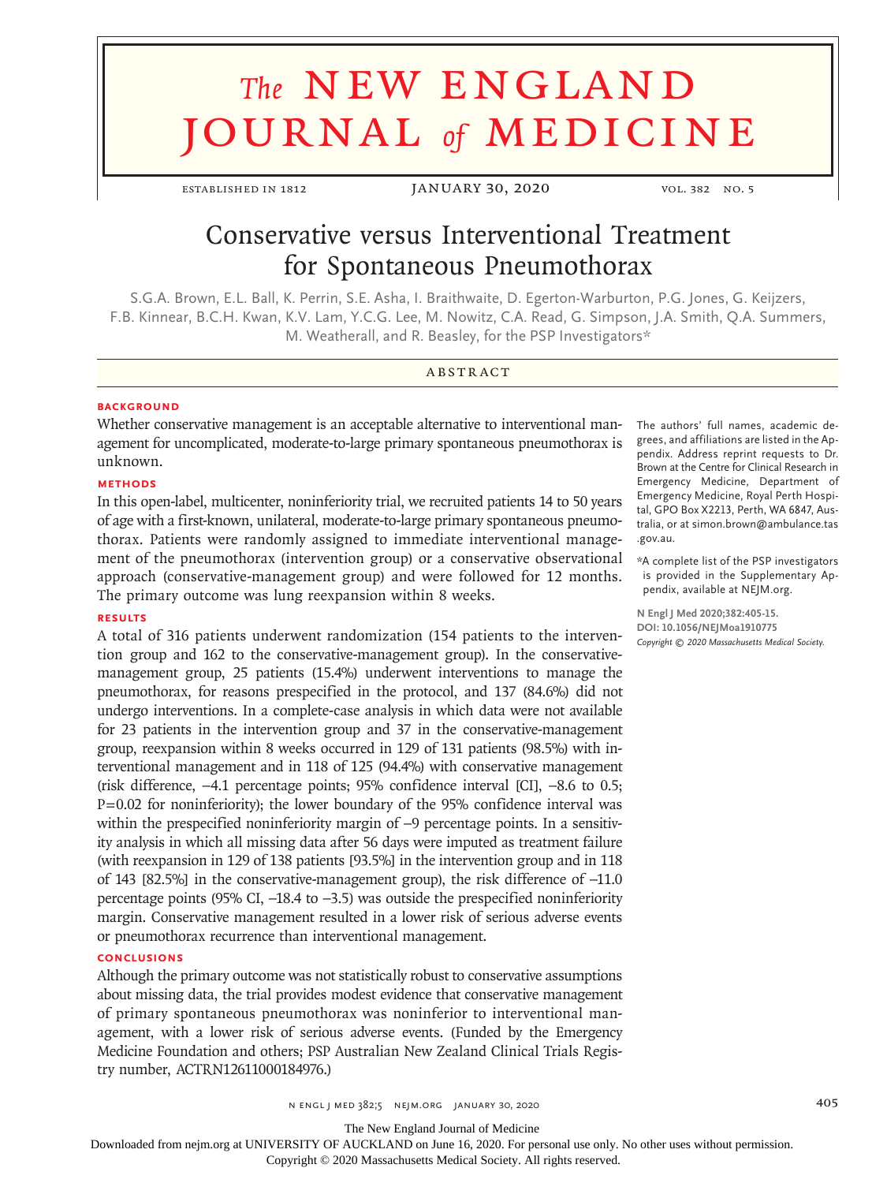# The NEW ENGLAND JOURNAL of MEDICINE

ESTABLISHED IN 1812 — JANUARY 30, 2020 — VOL. 382 NO. 5

# Conservative versus Interventional Treatment for Spontaneous Pneumothorax

S.G.A. Brown, E.L. Ball, K. Perrin, S.E. Asha, I. Braithwaite, D. Egerton-Warburton, P.G. Jones, G. Keijzers, F.B. Kinnear, B.C.H. Kwan, K.V. Lam, Y.C.G. Lee, M. Nowitz, C.A. Read, G. Simpson, J.A. Smith, Q.A. Summers, M. Weatherall, and R. Beasley, for the PSP Investigators*

## ABSTRACT

### BACKGROUND

Whether conservative management is an acceptable alternative to interventional management for uncomplicated, moderate-to-large primary spontaneous pneumothorax is unknown.

### METHODS

In this open-label, multicenter, noninferiority trial, we recruited patients 14 to 50 years of age with a first-known, unilateral, moderate-to-large primary spontaneous pneumothorax. Patients were randomly assigned to immediate interventional management of the pneumothorax (intervention group) or a conservative observational approach (conservative-management group) and were followed for 12 months. The primary outcome was lung reexpansion within 8 weeks.

### RESULTS

A total of 316 patients underwent randomization (154 patients to the intervention group and 162 to the conservative-management group). In the conservative-management group, 25 patients (15.4%) underwent interventions to manage the pneumothorax, for reasons prespecified in the protocol, and 137 (84.6%) did not undergo interventions. In a complete-case analysis in which data were not available for 23 patients in the intervention group and 37 in the conservative-management group, reexpansion within 8 weeks occurred in 129 of 131 patients (98.5%) with interventional management and in 118 of 125 (94.4%) with conservative management (risk difference, −4.1 percentage points; 95% confidence interval [CI], −8.6 to 0.5; P=0.02 for noninferiority); the lower boundary of the 95% confidence interval was within the prespecified noninferiority margin of −9 percentage points. In a sensitivity analysis in which all missing data after 56 days were imputed as treatment failure (with reexpansion in 129 of 138 patients [93.5%] in the intervention group and in 118 of 143 [82.5%] in the conservative-management group), the risk difference of −11.0 percentage points (95% CI, −18.4 to −3.5) was outside the prespecified noninferiority margin. Conservative management resulted in a lower risk of serious adverse events or pneumothorax recurrence than interventional management.

### CONCLUSIONS

Although the primary outcome was not statistically robust to conservative assumptions about missing data, the trial provides modest evidence that conservative management of primary spontaneous pneumothorax was noninferior to interventional management, with a lower risk of serious adverse events. (Funded by the Emergency Medicine Foundation and others; PSP Australian New Zealand Clinical Trials Registry number, ACTRN12611000184976.)

The authors' full names, academic degrees, and affiliations are listed in the Appendix. Address reprint requests to Dr. Brown at the Centre for Clinical Research in Emergency Medicine, Department of Emergency Medicine, Royal Perth Hospital, GPO Box X2213, Perth, WA 6847, Australia, or at simon.brown@ambulance.tas.gov.au.

*A complete list of the PSP investigators is provided in the Supplementary Appendix, available at NEJM.org.

N Engl J Med 2020;382:405-15.
DOI: 10.1056/NEJMoa1910775
*Copyright © 2020 Massachusetts Medical Society.*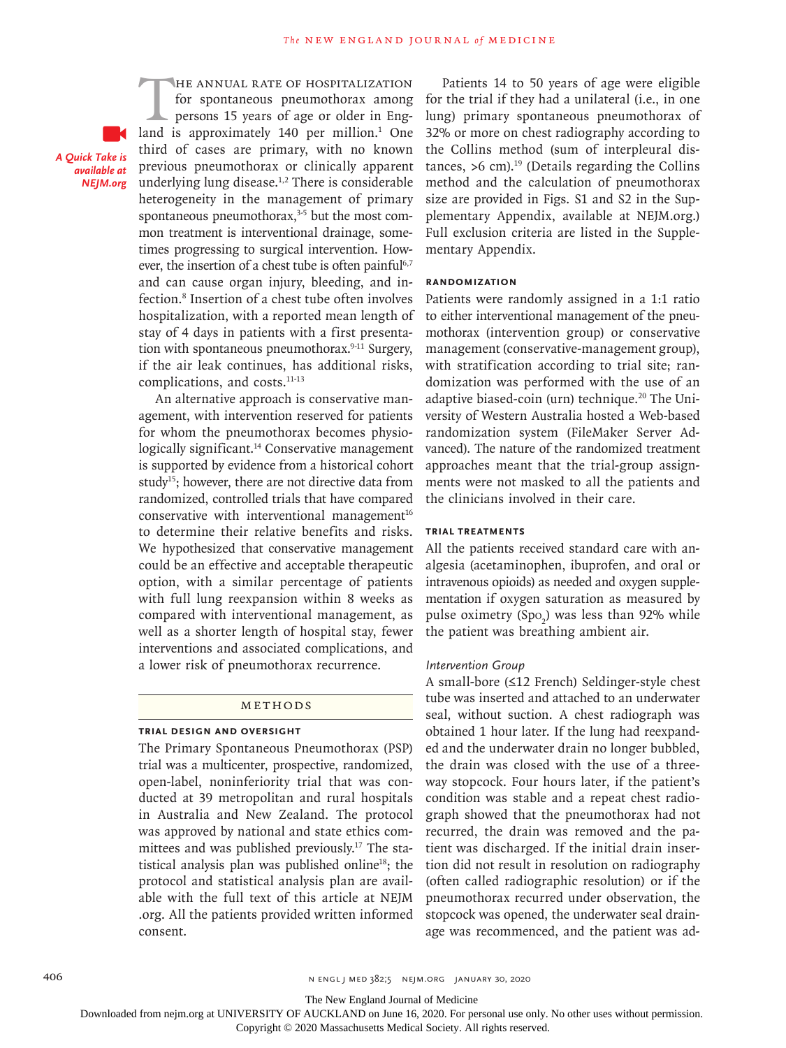A Quick Take is available at NEJM.org

The annual rate of hospitalization for spontaneous pneumothorax among persons 15 years of age or older in England is approximately 140 per million.[1] One third of cases are primary, with no known previous pneumothorax or clinically apparent underlying lung disease.[1,2] There is considerable heterogeneity in the management of primary spontaneous pneumothorax,[3-5] but the most common treatment is interventional drainage, sometimes progressing to surgical intervention. However, the insertion of a chest tube is often painful[6,7] and can cause organ injury, bleeding, and infection.[8] Insertion of a chest tube often involves hospitalization, with a reported mean length of stay of 4 days in patients with a first presentation with spontaneous pneumothorax.[9-11] Surgery, if the air leak continues, has additional risks, complications, and costs.[11-13]

An alternative approach is conservative management, with intervention reserved for patients for whom the pneumothorax becomes physiologically significant.[14] Conservative management is supported by evidence from a historical cohort study[15]; however, there are not directive data from randomized, controlled trials that have compared conservative with interventional management[16] to determine their relative benefits and risks. We hypothesized that conservative management could be an effective and acceptable therapeutic option, with a similar percentage of patients with full lung reexpansion within 8 weeks as compared with interventional management, as well as a shorter length of hospital stay, fewer interventions and associated complications, and a lower risk of pneumothorax recurrence.

## Methods

### Trial Design and Oversight

The Primary Spontaneous Pneumothorax (PSP) trial was a multicenter, prospective, randomized, open-label, noninferiority trial that was conducted at 39 metropolitan and rural hospitals in Australia and New Zealand. The protocol was approved by national and state ethics committees and was published previously.[17] The statistical analysis plan was published online[18]; the protocol and statistical analysis plan are available with the full text of this article at NEJM.org. All the patients provided written informed consent.

Patients 14 to 50 years of age were eligible for the trial if they had a unilateral (i.e., in one lung) primary spontaneous pneumothorax of 32% or more on chest radiography according to the Collins method (sum of interpleural distances, >6 cm).[19] (Details regarding the Collins method and the calculation of pneumothorax size are provided in Figs. S1 and S2 in the Supplementary Appendix, available at NEJM.org.) Full exclusion criteria are listed in the Supplementary Appendix.

### Randomization

Patients were randomly assigned in a 1:1 ratio to either interventional management of the pneumothorax (intervention group) or conservative management (conservative-management group), with stratification according to trial site; randomization was performed with the use of an adaptive biased-coin (urn) technique.[20] The University of Western Australia hosted a Web-based randomization system (FileMaker Server Advanced). The nature of the randomized treatment approaches meant that the trial-group assignments were not masked to all the patients and the clinicians involved in their care.

### Trial Treatments

All the patients received standard care with analgesia (acetaminophen, ibuprofen, and oral or intravenous opioids) as needed and oxygen supplementation if oxygen saturation as measured by pulse oximetry ($Sp_{O_2}$) was less than 92% while the patient was breathing ambient air.

#### *Intervention Group*

A small-bore (≤12 French) Seldinger-style chest tube was inserted and attached to an underwater seal, without suction. A chest radiograph was obtained 1 hour later. If the lung had reexpanded and the underwater drain no longer bubbled, the drain was closed with the use of a three-way stopcock. Four hours later, if the patient's condition was stable and a repeat chest radiograph showed that the pneumothorax had not recurred, the drain was removed and the patient was discharged. If the initial drain insertion did not result in resolution on radiography (often called radiographic resolution) or if the pneumothorax recurred under observation, the stopcock was opened, the underwater seal drainage was recommenced, and the patient was ad-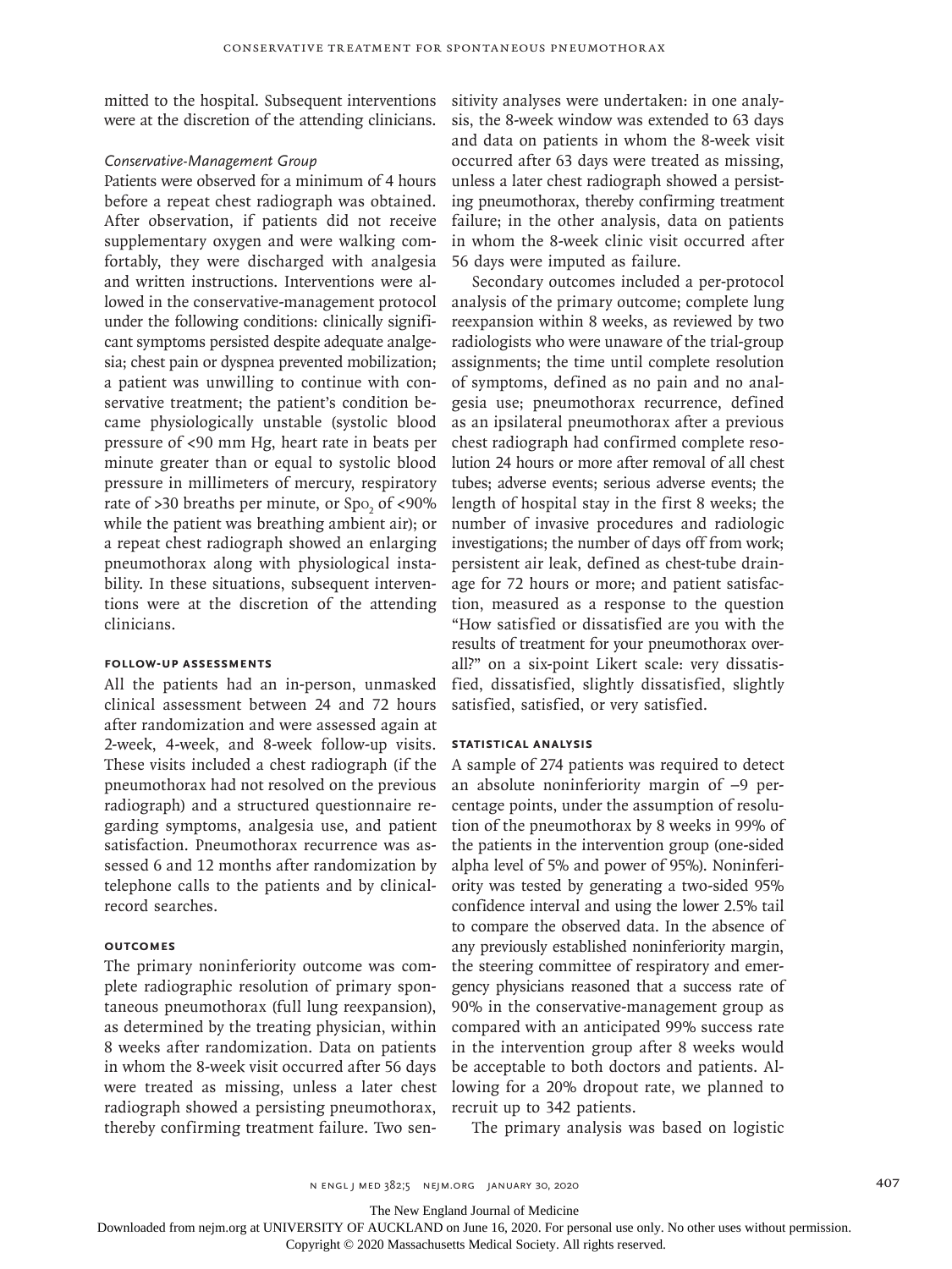mitted to the hospital. Subsequent interventions were at the discretion of the attending clinicians.

### *Conservative-Management Group*

Patients were observed for a minimum of 4 hours before a repeat chest radiograph was obtained. After observation, if patients did not receive supplementary oxygen and were walking comfortably, they were discharged with analgesia and written instructions. Interventions were allowed in the conservative-management protocol under the following conditions: clinically significant symptoms persisted despite adequate analgesia; chest pain or dyspnea prevented mobilization; a patient was unwilling to continue with conservative treatment; the patient's condition became physiologically unstable (systolic blood pressure of <90 mm Hg, heart rate in beats per minute greater than or equal to systolic blood pressure in millimeters of mercury, respiratory rate of >30 breaths per minute, or $Sp_{O_2}$ of <90% while the patient was breathing ambient air); or a repeat chest radiograph showed an enlarging pneumothorax along with physiological instability. In these situations, subsequent interventions were at the discretion of the attending clinicians.

## Follow-up Assessments

All the patients had an in-person, unmasked clinical assessment between 24 and 72 hours after randomization and were assessed again at 2-week, 4-week, and 8-week follow-up visits. These visits included a chest radiograph (if the pneumothorax had not resolved on the previous radiograph) and a structured questionnaire regarding symptoms, analgesia use, and patient satisfaction. Pneumothorax recurrence was assessed 6 and 12 months after randomization by telephone calls to the patients and by clinical-record searches.

## Outcomes

The primary noninferiority outcome was complete radiographic resolution of primary spontaneous pneumothorax (full lung reexpansion), as determined by the treating physician, within 8 weeks after randomization. Data on patients in whom the 8-week visit occurred after 56 days were treated as missing, unless a later chest radiograph showed a persisting pneumothorax, thereby confirming treatment failure. Two sensitivity analyses were undertaken: in one analysis, the 8-week window was extended to 63 days and data on patients in whom the 8-week visit occurred after 63 days were treated as missing, unless a later chest radiograph showed a persisting pneumothorax, thereby confirming treatment failure; in the other analysis, data on patients in whom the 8-week clinic visit occurred after 56 days were imputed as failure.

Secondary outcomes included a per-protocol analysis of the primary outcome; complete lung reexpansion within 8 weeks, as reviewed by two radiologists who were unaware of the trial-group assignments; the time until complete resolution of symptoms, defined as no pain and no analgesia use; pneumothorax recurrence, defined as an ipsilateral pneumothorax after a previous chest radiograph had confirmed complete resolution 24 hours or more after removal of all chest tubes; adverse events; serious adverse events; the length of hospital stay in the first 8 weeks; the number of invasive procedures and radiologic investigations; the number of days off from work; persistent air leak, defined as chest-tube drainage for 72 hours or more; and patient satisfaction, measured as a response to the question "How satisfied or dissatisfied are you with the results of treatment for your pneumothorax overall?" on a six-point Likert scale: very dissatisfied, dissatisfied, slightly dissatisfied, slightly satisfied, satisfied, or very satisfied.

## Statistical Analysis

A sample of 274 patients was required to detect an absolute noninferiority margin of −9 percentage points, under the assumption of resolution of the pneumothorax by 8 weeks in 99% of the patients in the intervention group (one-sided alpha level of 5% and power of 95%). Noninferiority was tested by generating a two-sided 95% confidence interval and using the lower 2.5% tail to compare the observed data. In the absence of any previously established noninferiority margin, the steering committee of respiratory and emergency physicians reasoned that a success rate of 90% in the conservative-management group as compared with an anticipated 99% success rate in the intervention group after 8 weeks would be acceptable to both doctors and patients. Allowing for a 20% dropout rate, we planned to recruit up to 342 patients.

The primary analysis was based on logistic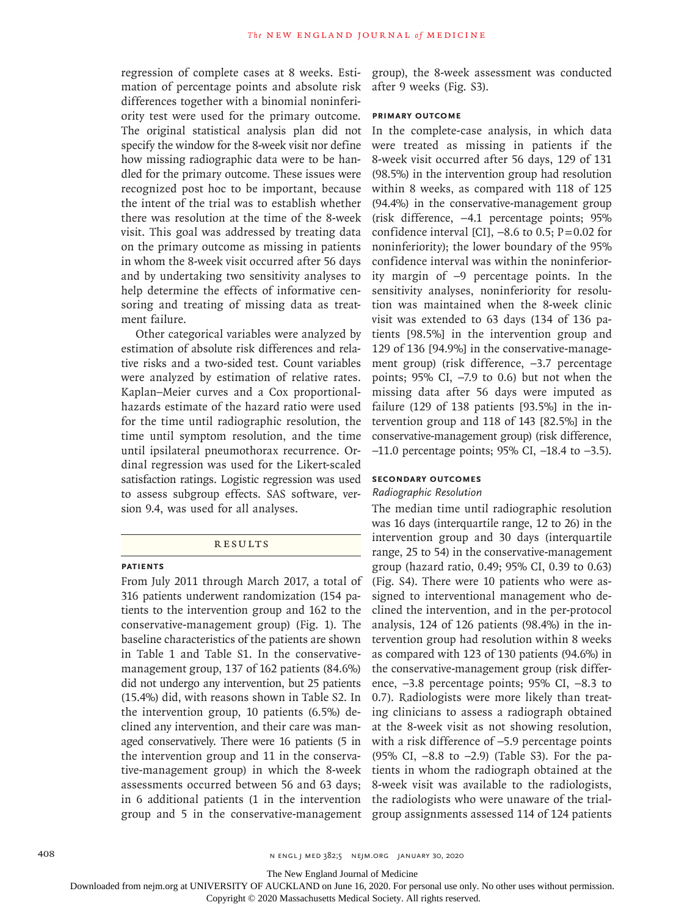regression of complete cases at 8 weeks. Estimation of percentage points and absolute risk differences together with a binomial noninferiority test were used for the primary outcome. The original statistical analysis plan did not specify the window for the 8-week visit nor define how missing radiographic data were to be handled for the primary outcome. These issues were recognized post hoc to be important, because the intent of the trial was to establish whether there was resolution at the time of the 8-week visit. This goal was addressed by treating data on the primary outcome as missing in patients in whom the 8-week visit occurred after 56 days and by undertaking two sensitivity analyses to help determine the effects of informative censoring and treating of missing data as treatment failure.

Other categorical variables were analyzed by estimation of absolute risk differences and relative risks and a two-sided test. Count variables were analyzed by estimation of relative rates. Kaplan–Meier curves and a Cox proportional-hazards estimate of the hazard ratio were used for the time until radiographic resolution, the time until symptom resolution, and the time until ipsilateral pneumothorax recurrence. Ordinal regression was used for the Likert-scaled satisfaction ratings. Logistic regression was used to assess subgroup effects. SAS software, version 9.4, was used for all analyses.

## Results

### Patients

From July 2011 through March 2017, a total of 316 patients underwent randomization (154 patients to the intervention group and 162 to the conservative-management group) (Fig. 1). The baseline characteristics of the patients are shown in Table 1 and Table S1. In the conservative-management group, 137 of 162 patients (84.6%) did not undergo any intervention, but 25 patients (15.4%) did, with reasons shown in Table S2. In the intervention group, 10 patients (6.5%) declined any intervention, and their care was managed conservatively. There were 16 patients (5 in the intervention group and 11 in the conservative-management group) in which the 8-week assessments occurred between 56 and 63 days; in 6 additional patients (1 in the intervention group and 5 in the conservative-management group), the 8-week assessment was conducted after 9 weeks (Fig. S3).

### Primary Outcome

In the complete-case analysis, in which data were treated as missing in patients if the 8-week visit occurred after 56 days, 129 of 131 (98.5%) in the intervention group had resolution within 8 weeks, as compared with 118 of 125 (94.4%) in the conservative-management group (risk difference, −4.1 percentage points; 95% confidence interval [CI], −8.6 to 0.5; P=0.02 for noninferiority); the lower boundary of the 95% confidence interval was within the noninferiority margin of −9 percentage points. In the sensitivity analyses, noninferiority for resolution was maintained when the 8-week clinic visit was extended to 63 days (134 of 136 patients [98.5%] in the intervention group and 129 of 136 [94.9%] in the conservative-management group) (risk difference, −3.7 percentage points; 95% CI, −7.9 to 0.6) but not when the missing data after 56 days were imputed as failure (129 of 138 patients [93.5%] in the intervention group and 118 of 143 [82.5%] in the conservative-management group) (risk difference, −11.0 percentage points; 95% CI, −18.4 to −3.5).

### Secondary Outcomes

*Radiographic Resolution*

The median time until radiographic resolution was 16 days (interquartile range, 12 to 26) in the intervention group and 30 days (interquartile range, 25 to 54) in the conservative-management group (hazard ratio, 0.49; 95% CI, 0.39 to 0.63) (Fig. S4). There were 10 patients who were assigned to interventional management who declined the intervention, and in the per-protocol analysis, 124 of 126 patients (98.4%) in the intervention group had resolution within 8 weeks as compared with 123 of 130 patients (94.6%) in the conservative-management group (risk difference, −3.8 percentage points; 95% CI, −8.3 to 0.7). Radiologists were more likely than treating clinicians to assess a radiograph obtained at the 8-week visit as not showing resolution, with a risk difference of −5.9 percentage points (95% CI, −8.8 to −2.9) (Table S3). For the patients in whom the radiograph obtained at the 8-week visit was available to the radiologists, the radiologists who were unaware of the trial-group assignments assessed 114 of 124 patients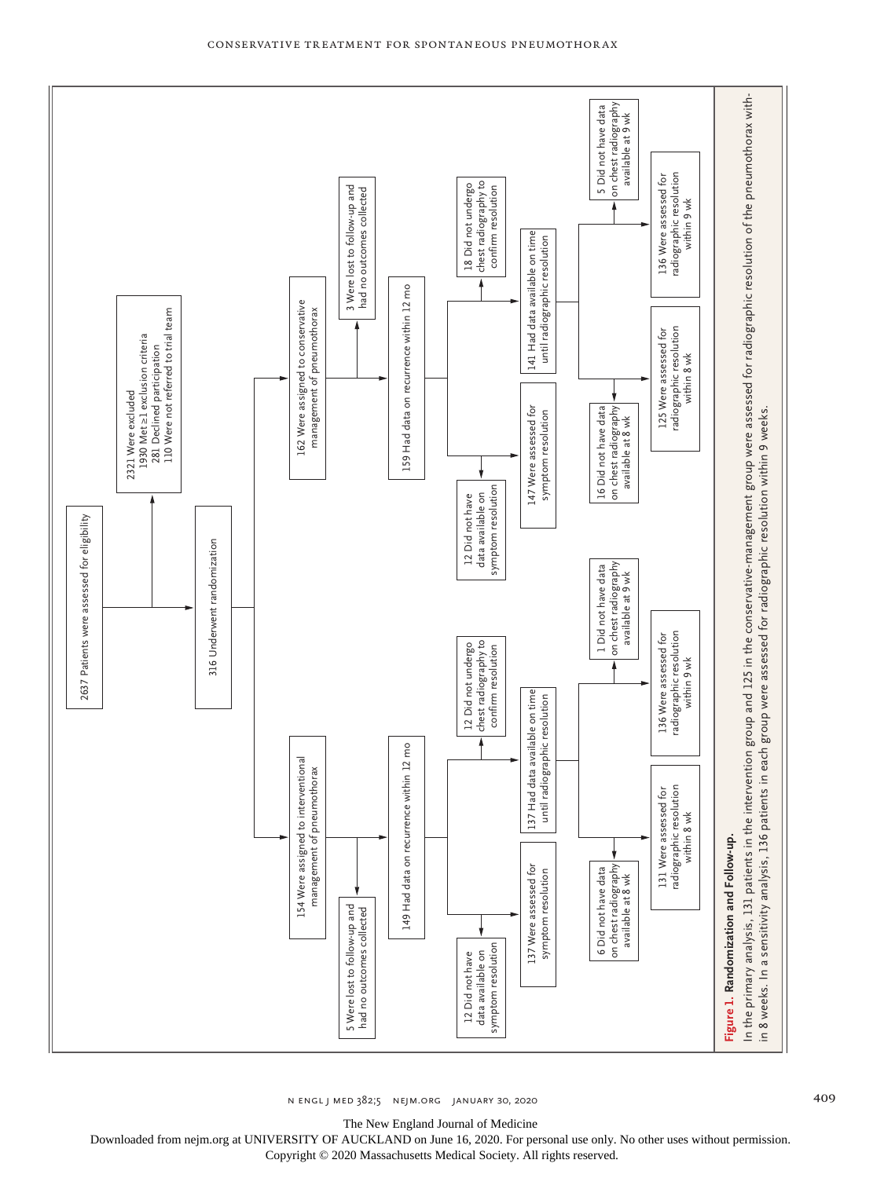2637 Patients were assessed for eligibility

2321 Were excluded
- 1930 Met ≥1 exclusion criteria
- 281 Declined participation
- 110 Were not referred to trial team

316 Underwent randomization

**Interventional management group**

154 Were assigned to interventional management of pneumothorax

5 Were lost to follow-up and had no outcomes collected

149 Had data on recurrence within 12 mo

12 Did not have data available on symptom resolution

137 Were assessed for symptom resolution

12 Did not undergo chest radiography to confirm resolution

137 Had data available on time until radiographic resolution

6 Did not have data on chest radiography available at 8 wk

131 Were assessed for radiographic resolution within 8 wk

1 Did not have data on chest radiography available at 9 wk

136 Were assessed for radiographic resolution within 9 wk

**Conservative management group**

162 Were assigned to conservative management of pneumothorax

3 Were lost to follow-up and had no outcomes collected

159 Had data on recurrence within 12 mo

12 Did not have data available on symptom resolution

147 Were assessed for symptom resolution

18 Did not undergo chest radiography to confirm resolution

141 Had data available on time until radiographic resolution

16 Did not have data on chest radiography available at 8 wk

125 Were assessed for radiographic resolution within 8 wk

5 Did not have data on chest radiography available at 9 wk

136 Were assessed for radiographic resolution within 9 wk

**Figure 1. Randomization and Follow-up.**

In the primary analysis, 131 patients in the intervention group and 125 in the conservative-management group were assessed for radiographic resolution of the pneumothorax within 8 weeks. In a sensitivity analysis, 136 patients in each group were assessed for radiographic resolution within 9 weeks.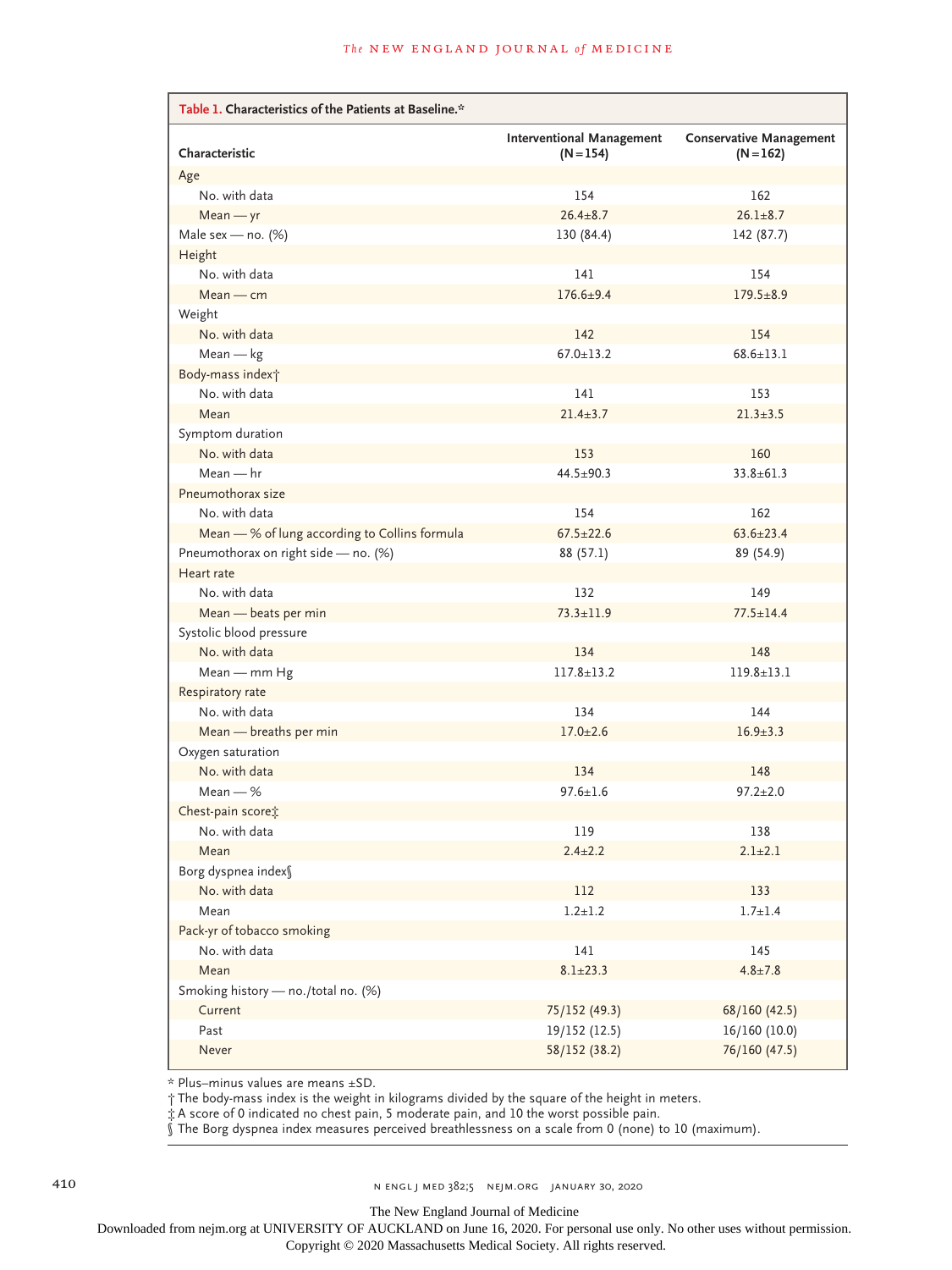**Table 1. Characteristics of the Patients at Baseline.***

| Characteristic | Interventional Management (N=154) | Conservative Management (N=162) |
|---|---|---|
| Age | | |
| No. with data | 154 | 162 |
| Mean — yr | 26.4±8.7 | 26.1±8.7 |
| Male sex — no. (%) | 130 (84.4) | 142 (87.7) |
| Height | | |
| No. with data | 141 | 154 |
| Mean — cm | 176.6±9.4 | 179.5±8.9 |
| Weight | | |
| No. with data | 142 | 154 |
| Mean — kg | 67.0±13.2 | 68.6±13.1 |
| Body-mass index† | | |
| No. with data | 141 | 153 |
| Mean | 21.4±3.7 | 21.3±3.5 |
| Symptom duration | | |
| No. with data | 153 | 160 |
| Mean — hr | 44.5±90.3 | 33.8±61.3 |
| Pneumothorax size | | |
| No. with data | 154 | 162 |
| Mean — % of lung according to Collins formula | 67.5±22.6 | 63.6±23.4 |
| Pneumothorax on right side — no. (%) | 88 (57.1) | 89 (54.9) |
| Heart rate | | |
| No. with data | 132 | 149 |
| Mean — beats per min | 73.3±11.9 | 77.5±14.4 |
| Systolic blood pressure | | |
| No. with data | 134 | 148 |
| Mean — mm Hg | 117.8±13.2 | 119.8±13.1 |
| Respiratory rate | | |
| No. with data | 134 | 144 |
| Mean — breaths per min | 17.0±2.6 | 16.9±3.3 |
| Oxygen saturation | | |
| No. with data | 134 | 148 |
| Mean — % | 97.6±1.6 | 97.2±2.0 |
| Chest-pain score‡ | | |
| No. with data | 119 | 138 |
| Mean | 2.4±2.2 | 2.1±2.1 |
| Borg dyspnea index§ | | |
| No. with data | 112 | 133 |
| Mean | 1.2±1.2 | 1.7±1.4 |
| Pack-yr of tobacco smoking | | |
| No. with data | 141 | 145 |
| Mean | 8.1±23.3 | 4.8±7.8 |
| Smoking history — no./total no. (%) | | |
| Current | 75/152 (49.3) | 68/160 (42.5) |
| Past | 19/152 (12.5) | 16/160 (10.0) |
| Never | 58/152 (38.2) | 76/160 (47.5) |

\* Plus–minus values are means ±SD.

† The body-mass index is the weight in kilograms divided by the square of the height in meters.

‡ A score of 0 indicated no chest pain, 5 moderate pain, and 10 the worst possible pain.

§ The Borg dyspnea index measures perceived breathlessness on a scale from 0 (none) to 10 (maximum).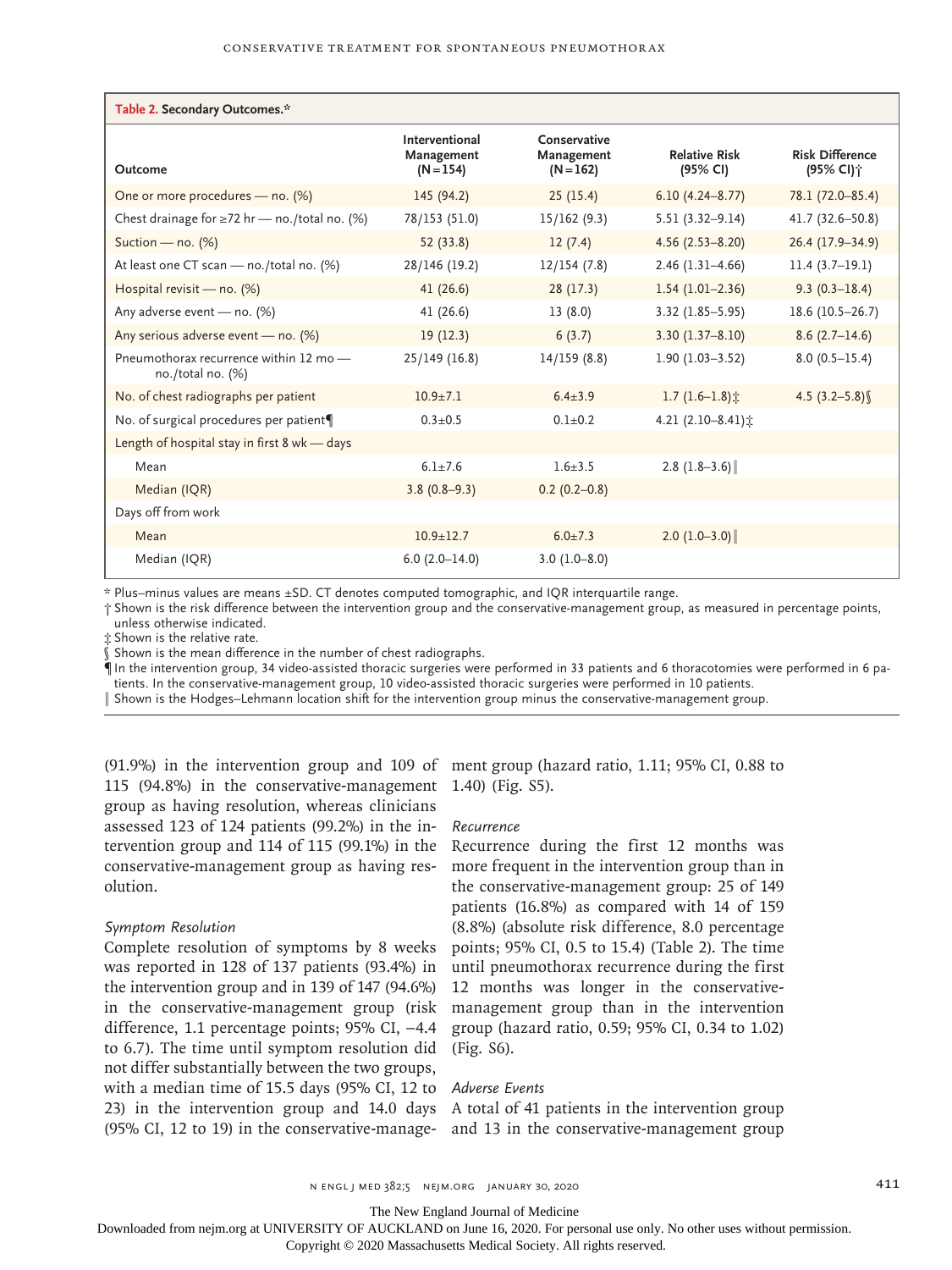**Table 2. Secondary Outcomes.***

| Outcome | Interventional Management (N=154) | Conservative Management (N=162) | Relative Risk (95% CI) | Risk Difference (95% CI)† |
|---|---|---|---|---|
| One or more procedures — no. (%) | 145 (94.2) | 25 (15.4) | 6.10 (4.24–8.77) | 78.1 (72.0–85.4) |
| Chest drainage for ≥72 hr — no./total no. (%) | 78/153 (51.0) | 15/162 (9.3) | 5.51 (3.32–9.14) | 41.7 (32.6–50.8) |
| Suction — no. (%) | 52 (33.8) | 12 (7.4) | 4.56 (2.53–8.20) | 26.4 (17.9–34.9) |
| At least one CT scan — no./total no. (%) | 28/146 (19.2) | 12/154 (7.8) | 2.46 (1.31–4.66) | 11.4 (3.7–19.1) |
| Hospital revisit — no. (%) | 41 (26.6) | 28 (17.3) | 1.54 (1.01–2.36) | 9.3 (0.3–18.4) |
| Any adverse event — no. (%) | 41 (26.6) | 13 (8.0) | 3.32 (1.85–5.95) | 18.6 (10.5–26.7) |
| Any serious adverse event — no. (%) | 19 (12.3) | 6 (3.7) | 3.30 (1.37–8.10) | 8.6 (2.7–14.6) |
| Pneumothorax recurrence within 12 mo — no./total no. (%) | 25/149 (16.8) | 14/159 (8.8) | 1.90 (1.03–3.52) | 8.0 (0.5–15.4) |
| No. of chest radiographs per patient | 10.9±7.1 | 6.4±3.9 | 1.7 (1.6–1.8)‡ | 4.5 (3.2–5.8)§ |
| No. of surgical procedures per patient¶ | 0.3±0.5 | 0.1±0.2 | 4.21 (2.10–8.41)‡ | |
| Length of hospital stay in first 8 wk — days | | | | |
| Mean | 6.1±7.6 | 1.6±3.5 | 2.8 (1.8–3.6)‖ | |
| Median (IQR) | 3.8 (0.8–9.3) | 0.2 (0.2–0.8) | | |
| Days off from work | | | | |
| Mean | 10.9±12.7 | 6.0±7.3 | 2.0 (1.0–3.0)‖ | |
| Median (IQR) | 6.0 (2.0–14.0) | 3.0 (1.0–8.0) | | |

\* Plus–minus values are means ±SD. CT denotes computed tomographic, and IQR interquartile range.

† Shown is the risk difference between the intervention group and the conservative-management group, as measured in percentage points, unless otherwise indicated.

‡ Shown is the relative rate.

§ Shown is the mean difference in the number of chest radiographs.

¶ In the intervention group, 34 video-assisted thoracic surgeries were performed in 33 patients and 6 thoracotomies were performed in 6 patients. In the conservative-management group, 10 video-assisted thoracic surgeries were performed in 10 patients.

‖ Shown is the Hodges–Lehmann location shift for the intervention group minus the conservative-management group.

(91.9%) in the intervention group and 109 of 115 (94.8%) in the conservative-management group as having resolution, whereas clinicians assessed 123 of 124 patients (99.2%) in the intervention group and 114 of 115 (99.1%) in the conservative-management group as having resolution.

*Symptom Resolution*

Complete resolution of symptoms by 8 weeks was reported in 128 of 137 patients (93.4%) in the intervention group and in 139 of 147 (94.6%) in the conservative-management group (risk difference, 1.1 percentage points; 95% CI, −4.4 to 6.7). The time until symptom resolution did not differ substantially between the two groups, with a median time of 15.5 days (95% CI, 12 to 23) in the intervention group and 14.0 days (95% CI, 12 to 19) in the conservative-management group (hazard ratio, 1.11; 95% CI, 0.88 to 1.40) (Fig. S5).

*Recurrence*

Recurrence during the first 12 months was more frequent in the intervention group than in the conservative-management group: 25 of 149 patients (16.8%) as compared with 14 of 159 (8.8%) (absolute risk difference, 8.0 percentage points; 95% CI, 0.5 to 15.4) (Table 2). The time until pneumothorax recurrence during the first 12 months was longer in the conservative-management group than in the intervention group (hazard ratio, 0.59; 95% CI, 0.34 to 1.02) (Fig. S6).

*Adverse Events*

A total of 41 patients in the intervention group and 13 in the conservative-management group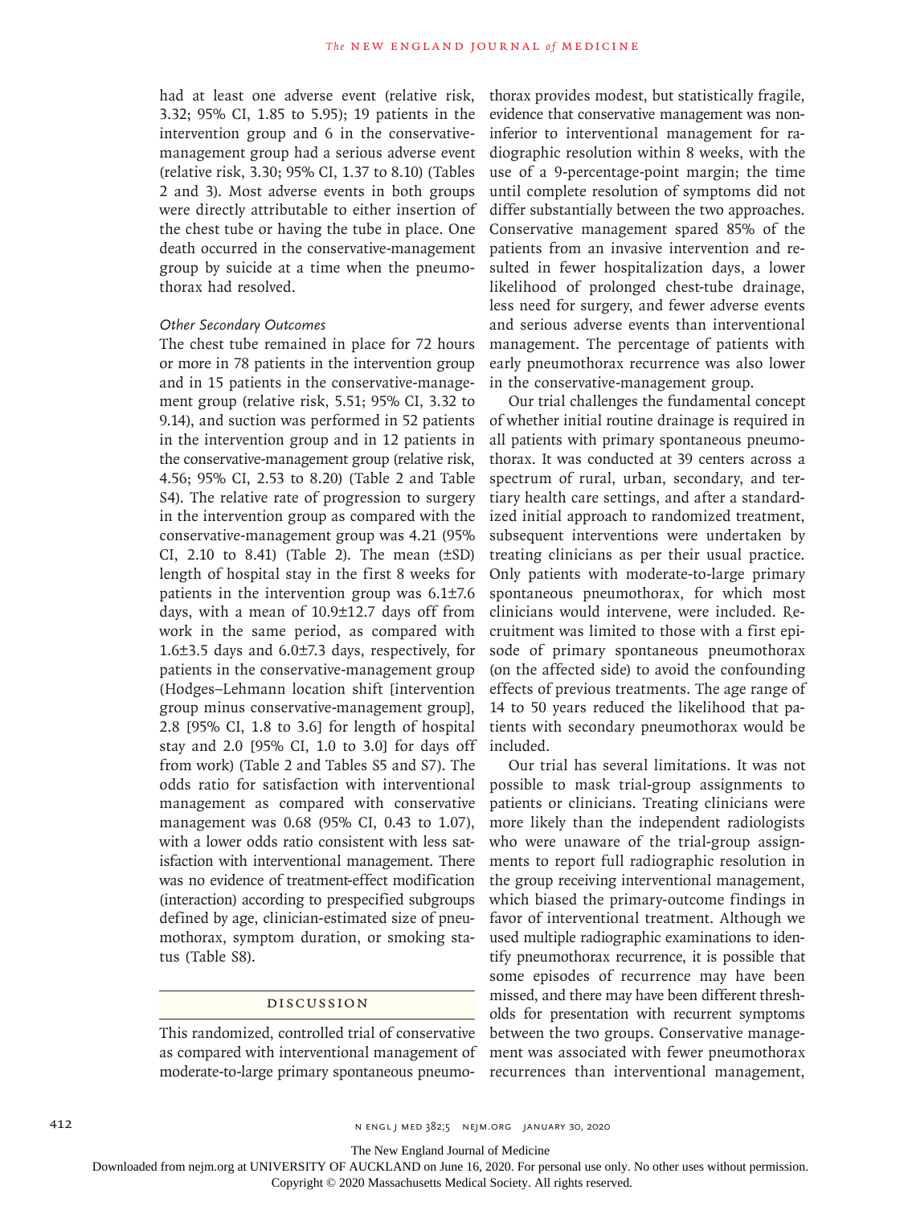had at least one adverse event (relative risk, 3.32; 95% CI, 1.85 to 5.95); 19 patients in the intervention group and 6 in the conservative-management group had a serious adverse event (relative risk, 3.30; 95% CI, 1.37 to 8.10) (Tables 2 and 3). Most adverse events in both groups were directly attributable to either insertion of the chest tube or having the tube in place. One death occurred in the conservative-management group by suicide at a time when the pneumothorax had resolved.

#### *Other Secondary Outcomes*

The chest tube remained in place for 72 hours or more in 78 patients in the intervention group and in 15 patients in the conservative-management group (relative risk, 5.51; 95% CI, 3.32 to 9.14), and suction was performed in 52 patients in the intervention group and in 12 patients in the conservative-management group (relative risk, 4.56; 95% CI, 2.53 to 8.20) (Table 2 and Table S4). The relative rate of progression to surgery in the intervention group as compared with the conservative-management group was 4.21 (95% CI, 2.10 to 8.41) (Table 2). The mean (±SD) length of hospital stay in the first 8 weeks for patients in the intervention group was 6.1±7.6 days, with a mean of 10.9±12.7 days off from work in the same period, as compared with 1.6±3.5 days and 6.0±7.3 days, respectively, for patients in the conservative-management group (Hodges–Lehmann location shift [intervention group minus conservative-management group], 2.8 [95% CI, 1.8 to 3.6] for length of hospital stay and 2.0 [95% CI, 1.0 to 3.0] for days off from work) (Table 2 and Tables S5 and S7). The odds ratio for satisfaction with interventional management as compared with conservative management was 0.68 (95% CI, 0.43 to 1.07), with a lower odds ratio consistent with less satisfaction with interventional management. There was no evidence of treatment-effect modification (interaction) according to prespecified subgroups defined by age, clinician-estimated size of pneumothorax, symptom duration, or smoking status (Table S8).

## Discussion

This randomized, controlled trial of conservative as compared with interventional management of moderate-to-large primary spontaneous pneumothorax provides modest, but statistically fragile, evidence that conservative management was noninferior to interventional management for radiographic resolution within 8 weeks, with the use of a 9-percentage-point margin; the time until complete resolution of symptoms did not differ substantially between the two approaches. Conservative management spared 85% of the patients from an invasive intervention and resulted in fewer hospitalization days, a lower likelihood of prolonged chest-tube drainage, less need for surgery, and fewer adverse events and serious adverse events than interventional management. The percentage of patients with early pneumothorax recurrence was also lower in the conservative-management group.

Our trial challenges the fundamental concept of whether initial routine drainage is required in all patients with primary spontaneous pneumothorax. It was conducted at 39 centers across a spectrum of rural, urban, secondary, and tertiary health care settings, and after a standardized initial approach to randomized treatment, subsequent interventions were undertaken by treating clinicians as per their usual practice. Only patients with moderate-to-large primary spontaneous pneumothorax, for which most clinicians would intervene, were included. Recruitment was limited to those with a first episode of primary spontaneous pneumothorax (on the affected side) to avoid the confounding effects of previous treatments. The age range of 14 to 50 years reduced the likelihood that patients with secondary pneumothorax would be included.

Our trial has several limitations. It was not possible to mask trial-group assignments to patients or clinicians. Treating clinicians were more likely than the independent radiologists who were unaware of the trial-group assignments to report full radiographic resolution in the group receiving interventional management, which biased the primary-outcome findings in favor of interventional treatment. Although we used multiple radiographic examinations to identify pneumothorax recurrence, it is possible that some episodes of recurrence may have been missed, and there may have been different thresholds for presentation with recurrent symptoms between the two groups. Conservative management was associated with fewer pneumothorax recurrences than interventional management,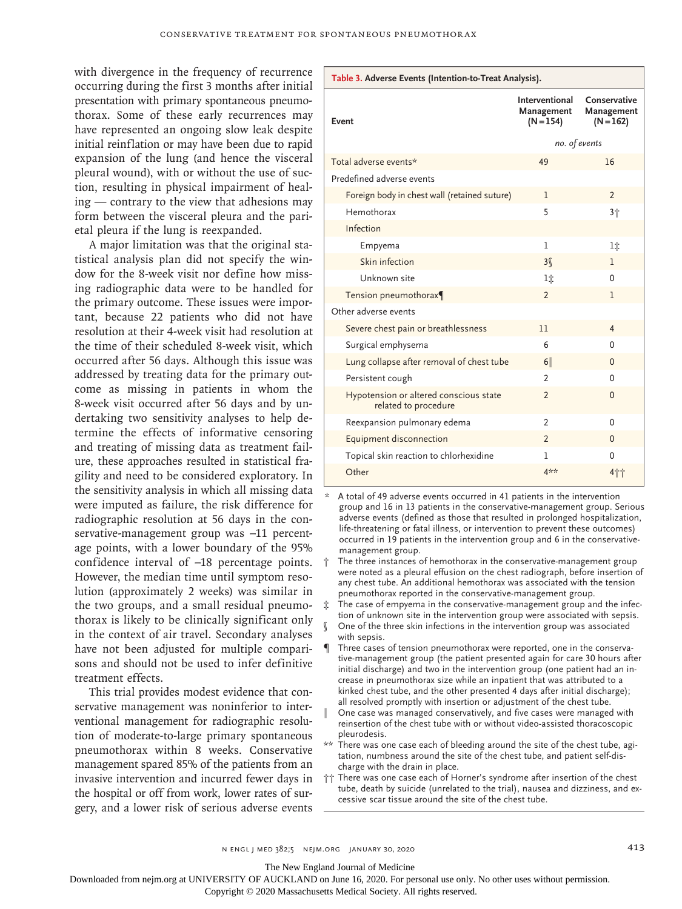with divergence in the frequency of recurrence occurring during the first 3 months after initial presentation with primary spontaneous pneumothorax. Some of these early recurrences may have represented an ongoing slow leak despite initial reinflation or may have been due to rapid expansion of the lung (and hence the visceral pleural wound), with or without the use of suction, resulting in physical impairment of healing — contrary to the view that adhesions may form between the visceral pleura and the parietal pleura if the lung is reexpanded.

A major limitation was that the original statistical analysis plan did not specify the window for the 8-week visit nor define how missing radiographic data were to be handled for the primary outcome. These issues were important, because 22 patients who did not have resolution at their 4-week visit had resolution at the time of their scheduled 8-week visit, which occurred after 56 days. Although this issue was addressed by treating data for the primary outcome as missing in patients in whom the 8-week visit occurred after 56 days and by undertaking two sensitivity analyses to help determine the effects of informative censoring and treating of missing data as treatment failure, these approaches resulted in statistical fragility and need to be considered exploratory. In the sensitivity analysis in which all missing data were imputed as failure, the risk difference for radiographic resolution at 56 days in the conservative-management group was −11 percentage points, with a lower boundary of the 95% confidence interval of −18 percentage points. However, the median time until symptom resolution (approximately 2 weeks) was similar in the two groups, and a small residual pneumothorax is likely to be clinically significant only in the context of air travel. Secondary analyses have not been adjusted for multiple comparisons and should not be used to infer definitive treatment effects.

This trial provides modest evidence that conservative management was noninferior to interventional management for radiographic resolution of moderate-to-large primary spontaneous pneumothorax within 8 weeks. Conservative management spared 85% of the patients from an invasive intervention and incurred fewer days in the hospital or off from work, lower rates of surgery, and a lower risk of serious adverse events

**Table 3. Adverse Events (Intention-to-Treat Analysis).**

| Event | Interventional Management (N = 154) | Conservative Management (N = 162) |
|---|---|---|
| | *no. of events* | |
| Total adverse events* | 49 | 16 |
| Predefined adverse events | | |
| Foreign body in chest wall (retained suture) | 1 | 2 |
| Hemothorax | 5 | 3† |
| Infection | | |
| Empyema | 1 | 1‡ |
| Skin infection | 3§ | 1 |
| Unknown site | 1‡ | 0 |
| Tension pneumothorax¶ | 2 | 1 |
| Other adverse events | | |
| Severe chest pain or breathlessness | 11 | 4 |
| Surgical emphysema | 6 | 0 |
| Lung collapse after removal of chest tube | 6‖ | 0 |
| Persistent cough | 2 | 0 |
| Hypotension or altered conscious state related to procedure | 2 | 0 |
| Reexpansion pulmonary edema | 2 | 0 |
| Equipment disconnection | 2 | 0 |
| Topical skin reaction to chlorhexidine | 1 | 0 |
| Other | 4** | 4†† |

\* A total of 49 adverse events occurred in 41 patients in the intervention group and 16 in 13 patients in the conservative-management group. Serious adverse events (defined as those that resulted in prolonged hospitalization, life-threatening or fatal illness, or intervention to prevent these outcomes) occurred in 19 patients in the intervention group and 6 in the conservative-management group.

† The three instances of hemothorax in the conservative-management group were noted as a pleural effusion on the chest radiograph, before insertion of any chest tube. An additional hemothorax was associated with the tension pneumothorax reported in the conservative-management group.

‡ The case of empyema in the conservative-management group and the infection of unknown site in the intervention group were associated with sepsis.

§ One of the three skin infections in the intervention group was associated with sepsis.

¶ Three cases of tension pneumothorax were reported, one in the conservative-management group (the patient presented again for care 30 hours after initial discharge) and two in the intervention group (one patient had an increase in pneumothorax size while an inpatient that was attributed to a kinked chest tube, and the other presented 4 days after initial discharge); all resolved promptly with insertion or adjustment of the chest tube.

‖ One case was managed conservatively, and five cases were managed with reinsertion of the chest tube with or without video-assisted thoracoscopic pleurodesis.

** There was one case each of bleeding around the site of the chest tube, agitation, numbness around the site of the chest tube, and patient self-discharge with the drain in place.

†† There was one case each of Horner's syndrome after insertion of the chest tube, death by suicide (unrelated to the trial), nausea and dizziness, and excessive scar tissue around the site of the chest tube.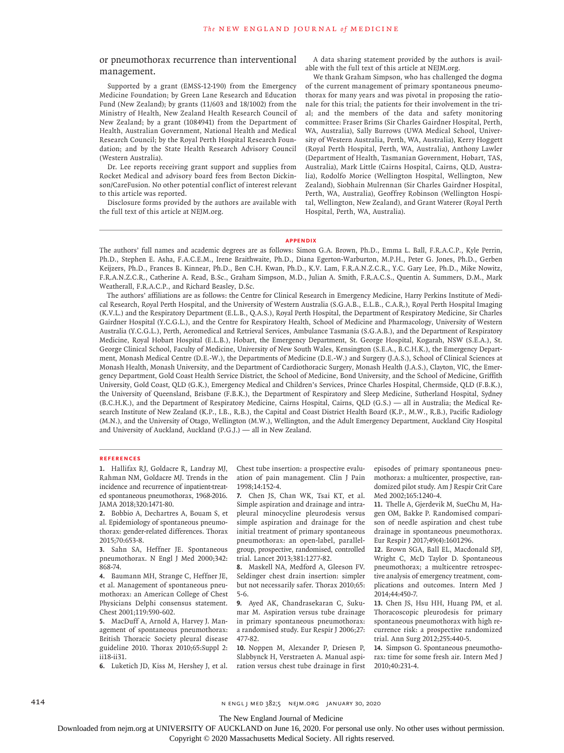or pneumothorax recurrence than interventional management.

Supported by a grant (EMSS-12-190) from the Emergency Medicine Foundation; by Green Lane Research and Education Fund (New Zealand); by grants (11/603 and 18/1002) from the Ministry of Health, New Zealand Health Research Council of New Zealand; by a grant (1084941) from the Department of Health, Australian Government, National Health and Medical Research Council; by the Royal Perth Hospital Research Foundation; and by the State Health Research Advisory Council (Western Australia).

Dr. Lee reports receiving grant support and supplies from Rocket Medical and advisory board fees from Becton Dickinson/CareFusion. No other potential conflict of interest relevant to this article was reported.

Disclosure forms provided by the authors are available with the full text of this article at NEJM.org.

A data sharing statement provided by the authors is available with the full text of this article at NEJM.org.

We thank Graham Simpson, who has challenged the dogma of the current management of primary spontaneous pneumothorax for many years and was pivotal in proposing the rationale for this trial; the patients for their involvement in the trial; and the members of the data and safety monitoring committee: Fraser Brims (Sir Charles Gairdner Hospital, Perth, WA, Australia), Sally Burrows (UWA Medical School, University of Western Australia, Perth, WA, Australia), Kerry Hoggett (Royal Perth Hospital, Perth, WA, Australia), Anthony Lawler (Department of Health, Tasmanian Government, Hobart, TAS, Australia), Mark Little (Cairns Hospital, Cairns, QLD, Australia), Rodolfo Morice (Wellington Hospital, Wellington, New Zealand), Siobhain Mulrennan (Sir Charles Gairdner Hospital, Perth, WA, Australia), Geoffrey Robinson (Wellington Hospital, Wellington, New Zealand), and Grant Waterer (Royal Perth Hospital, Perth, WA, Australia).

## APPENDIX

The authors' full names and academic degrees are as follows: Simon G.A. Brown, Ph.D., Emma L. Ball, F.R.A.C.P., Kyle Perrin, Ph.D., Stephen E. Asha, F.A.C.E.M., Irene Braithwaite, Ph.D., Diana Egerton-Warburton, M.P.H., Peter G. Jones, Ph.D., Gerben Keijzers, Ph.D., Frances B. Kinnear, Ph.D., Ben C.H. Kwan, Ph.D., K.V. Lam, F.R.A.N.Z.C.R., Y.C. Gary Lee, Ph.D., Mike Nowitz, F.R.A.N.Z.C.R., Catherine A. Read, B.Sc., Graham Simpson, M.D., Julian A. Smith, F.R.A.C.S., Quentin A. Summers, D.M., Mark Weatherall, F.R.A.C.P., and Richard Beasley, D.Sc.

The authors' affiliations are as follows: the Centre for Clinical Research in Emergency Medicine, Harry Perkins Institute of Medical Research, Royal Perth Hospital, and the University of Western Australia (S.G.A.B., E.L.B., C.A.R.), Royal Perth Hospital Imaging (K.V.L.) and the Respiratory Department (E.L.B., Q.A.S.), Royal Perth Hospital, the Department of Respiratory Medicine, Sir Charles Gairdner Hospital (Y.C.G.L.), and the Centre for Respiratory Health, School of Medicine and Pharmacology, University of Western Australia (Y.C.G.L.), Perth, Aeromedical and Retrieval Services, Ambulance Tasmania (S.G.A.B.), and the Department of Respiratory Medicine, Royal Hobart Hospital (E.L.B.), Hobart, the Emergency Department, St. George Hospital, Kogarah, NSW (S.E.A.), St. George Clinical School, Faculty of Medicine, University of New South Wales, Kensington (S.E.A., B.C.H.K.), the Emergency Department, Monash Medical Centre (D.E.-W.), the Departments of Medicine (D.E.-W.) and Surgery (J.A.S.), School of Clinical Sciences at Monash Health, Monash University, and the Department of Cardiothoracic Surgery, Monash Health (J.A.S.), Clayton, VIC, the Emergency Department, Gold Coast Health Service District, the School of Medicine, Bond University, and the School of Medicine, Griffith University, Gold Coast, QLD (G.K.), Emergency Medical and Children's Services, Prince Charles Hospital, Chermside, QLD (F.B.K.), the University of Queensland, Brisbane (F.B.K.), the Department of Respiratory and Sleep Medicine, Sutherland Hospital, Sydney (B.C.H.K.), and the Department of Respiratory Medicine, Cairns Hospital, Cairns, QLD (G.S.) — all in Australia; the Medical Research Institute of New Zealand (K.P., I.B., R.B.), the Capital and Coast District Health Board (K.P., M.W., R.B.), Pacific Radiology (M.N.), and the University of Otago, Wellington (M.W.), Wellington, and the Adult Emergency Department, Auckland City Hospital and University of Auckland, Auckland (P.G.J.) — all in New Zealand.

## REFERENCES

1. Hallifax RJ, Goldacre R, Landray MJ, Rahman NM, Goldacre MJ. Trends in the incidence and recurrence of inpatient-treated spontaneous pneumothorax, 1968-2016. JAMA 2018;320:1471-80.
2. Bobbio A, Dechartres A, Bouam S, et al. Epidemiology of spontaneous pneumothorax: gender-related differences. Thorax 2015;70:653-8.
3. Sahn SA, Heffner JE. Spontaneous pneumothorax. N Engl J Med 2000;342:868-74.
4. Baumann MH, Strange C, Heffner JE, et al. Management of spontaneous pneumothorax: an American College of Chest Physicians Delphi consensus statement. Chest 2001;119:590-602.
5. MacDuff A, Arnold A, Harvey J. Management of spontaneous pneumothorax: British Thoracic Society pleural disease guideline 2010. Thorax 2010;65:Suppl 2:ii18-ii31.
6. Luketich JD, Kiss M, Hershey J, et al. Chest tube insertion: a prospective evaluation of pain management. Clin J Pain 1998;14:152-4.
7. Chen JS, Chan WK, Tsai KT, et al. Simple aspiration and drainage and intrapleural minocycline pleurodesis versus simple aspiration and drainage for the initial treatment of primary spontaneous pneumothorax: an open-label, parallel-group, prospective, randomised, controlled trial. Lancet 2013;381:1277-82.
8. Maskell NA, Medford A, Gleeson FV. Seldinger chest drain insertion: simpler but not necessarily safer. Thorax 2010;65:5-6.
9. Ayed AK, Chandrasekaran C, Sukumar M. Aspiration versus tube drainage in primary spontaneous pneumothorax: a randomised study. Eur Respir J 2006;27:477-82.
10. Noppen M, Alexander P, Driesen P, Slabbynck H, Verstraeten A. Manual aspiration versus chest tube drainage in first episodes of primary spontaneous pneumothorax: a multicenter, prospective, randomized pilot study. Am J Respir Crit Care Med 2002;165:1240-4.
11. Thelle A, Gjerdevik M, SueChu M, Hagen OM, Bakke P. Randomised comparison of needle aspiration and chest tube drainage in spontaneous pneumothorax. Eur Respir J 2017;49(4):1601296.
12. Brown SGA, Ball EL, Macdonald SPJ, Wright C, McD Taylor D. Spontaneous pneumothorax; a multicentre retrospective analysis of emergency treatment, complications and outcomes. Intern Med J 2014;44:450-7.
13. Chen JS, Hsu HH, Huang PM, et al. Thoracoscopic pleurodesis for primary spontaneous pneumothorax with high recurrence risk: a prospective randomized trial. Ann Surg 2012;255:440-5.
14. Simpson G. Spontaneous pneumothorax: time for some fresh air. Intern Med J 2010;40:231-4.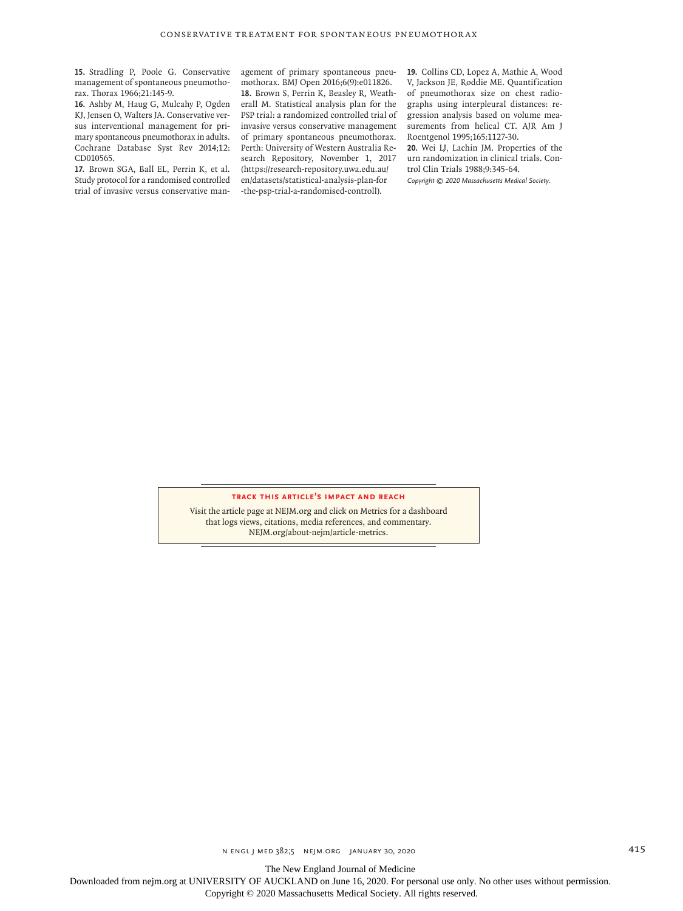15. Stradling P, Poole G. Conservative management of spontaneous pneumothorax. Thorax 1966;21:145-9.

16. Ashby M, Haug G, Mulcahy P, Ogden KJ, Jensen O, Walters JA. Conservative versus interventional management for primary spontaneous pneumothorax in adults. Cochrane Database Syst Rev 2014;12:CD010565.

17. Brown SGA, Ball EL, Perrin K, et al. Study protocol for a randomised controlled trial of invasive versus conservative management of primary spontaneous pneumothorax. BMJ Open 2016;6(9):e011826.

18. Brown S, Perrin K, Beasley R, Weatherall M. Statistical analysis plan for the PSP trial: a randomized controlled trial of invasive versus conservative management of primary spontaneous pneumothorax. Perth: University of Western Australia Research Repository, November 1, 2017 (https://research-repository.uwa.edu.au/en/datasets/statistical-analysis-plan-for-the-psp-trial-a-randomised-controll).

19. Collins CD, Lopez A, Mathie A, Wood V, Jackson JE, Roddie ME. Quantification of pneumothorax size on chest radiographs using interpleural distances: regression analysis based on volume measurements from helical CT. AJR Am J Roentgenol 1995;165:1127-30.

20. Wei LJ, Lachin JM. Properties of the urn randomization in clinical trials. Control Clin Trials 1988;9:345-64.

*Copyright © 2020 Massachusetts Medical Society.*

**TRACK THIS ARTICLE'S IMPACT AND REACH**

Visit the article page at NEJM.org and click on Metrics for a dashboard that logs views, citations, media references, and commentary. NEJM.org/about-nejm/article-metrics.